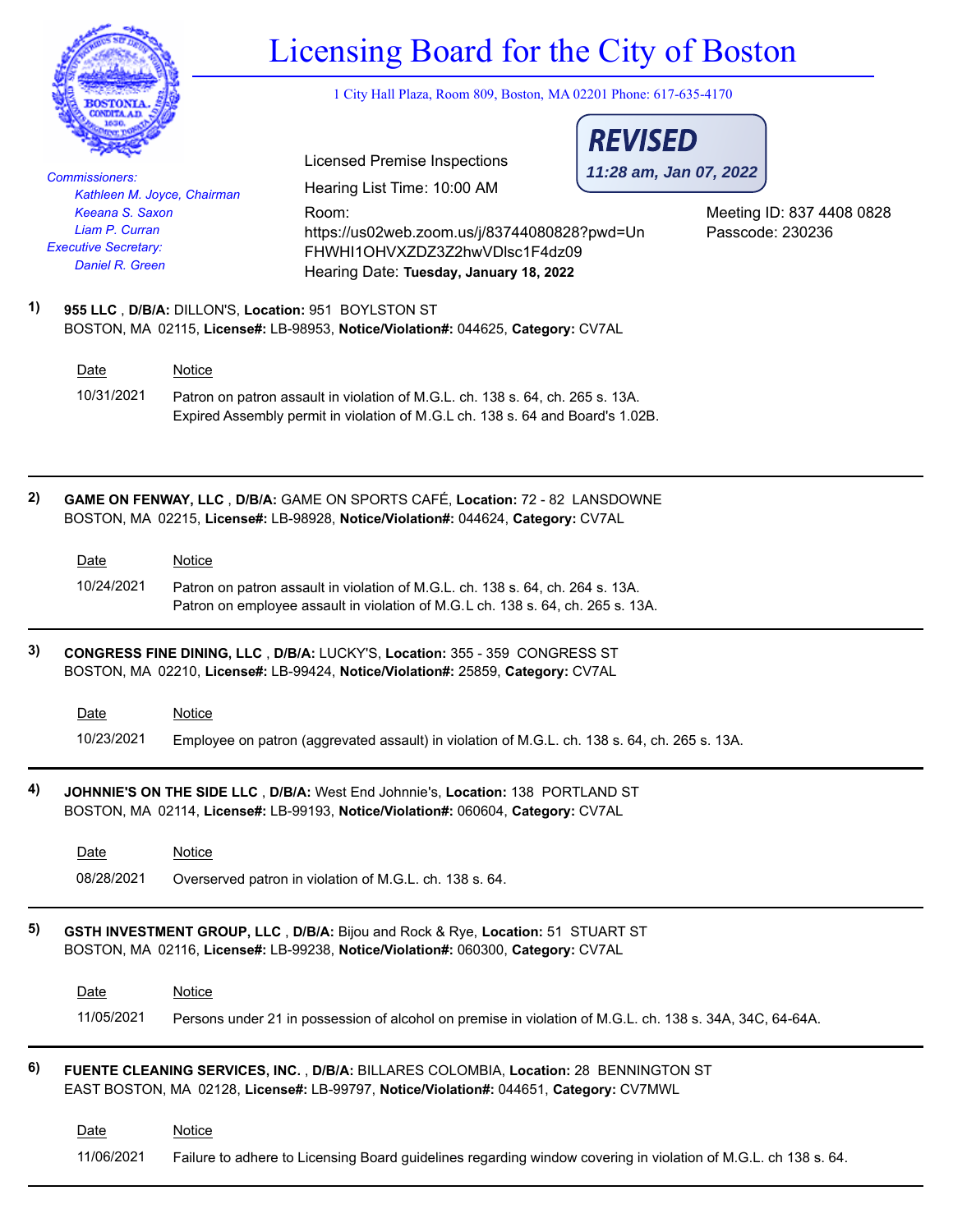# Licensing Board for the City of Boston

1 City Hall Plaza, Room 809, Boston, MA 02201 Phone: 617-635-4170

**REVISED**
*11:28 am, Jan 07, 2022*

*Commissioners:*
*Kathleen M. Joyce, Chairman*
*Keeana S. Saxon*
*Liam P. Curran*
*Executive Secretary:*
*Daniel R. Green*

Licensed Premise Inspections
Hearing List Time: 10:00 AM
Room:
https://us02web.zoom.us/j/83744080828?pwd=UnFHWHI1OHVXZDZ3Z2hwVDlsc1F4dz09
Hearing Date: **Tuesday, January 18, 2022**

Meeting ID: 837 4408 0828
Passcode: 230236

**1)** **955 LLC** , **D/B/A:** DILLON'S, **Location:** 951 BOYLSTON ST BOSTON, MA 02115, **License#:** LB-98953, **Notice/Violation#:** 044625, **Category:** CV7AL

| Date | Notice |
|---|---|
| 10/31/2021 | Patron on patron assault in violation of M.G.L. ch. 138 s. 64, ch. 265 s. 13A. Expired Assembly permit in violation of M.G.L ch. 138 s. 64 and Board's 1.02B. |

---

**2)** **GAME ON FENWAY, LLC** , **D/B/A:** GAME ON SPORTS CAFÉ, **Location:** 72 - 82 LANSDOWNE BOSTON, MA 02215, **License#:** LB-98928, **Notice/Violation#:** 044624, **Category:** CV7AL

| Date | Notice |
|---|---|
| 10/24/2021 | Patron on patron assault in violation of M.G.L. ch. 138 s. 64, ch. 264 s. 13A. Patron on employee assault in violation of M.G.L ch. 138 s. 64, ch. 265 s. 13A. |

---

**3)** **CONGRESS FINE DINING, LLC** , **D/B/A:** LUCKY'S, **Location:** 355 - 359 CONGRESS ST BOSTON, MA 02210, **License#:** LB-99424, **Notice/Violation#:** 25859, **Category:** CV7AL

| Date | Notice |
|---|---|
| 10/23/2021 | Employee on patron (aggrevated assault) in violation of M.G.L. ch. 138 s. 64, ch. 265 s. 13A. |

---

**4)** **JOHNNIE'S ON THE SIDE LLC** , **D/B/A:** West End Johnnie's, **Location:** 138 PORTLAND ST BOSTON, MA 02114, **License#:** LB-99193, **Notice/Violation#:** 060604, **Category:** CV7AL

| Date | Notice |
|---|---|
| 08/28/2021 | Overserved patron in violation of M.G.L. ch. 138 s. 64. |

---

**5)** **GSTH INVESTMENT GROUP, LLC** , **D/B/A:** Bijou and Rock & Rye, **Location:** 51 STUART ST BOSTON, MA 02116, **License#:** LB-99238, **Notice/Violation#:** 060300, **Category:** CV7AL

| Date | Notice |
|---|---|
| 11/05/2021 | Persons under 21 in possession of alcohol on premise in violation of M.G.L. ch. 138 s. 34A, 34C, 64-64A. |

---

**6)** **FUENTE CLEANING SERVICES, INC.** , **D/B/A:** BILLARES COLOMBIA, **Location:** 28 BENNINGTON ST EAST BOSTON, MA 02128, **License#:** LB-99797, **Notice/Violation#:** 044651, **Category:** CV7MWL

| Date | Notice |
|---|---|
| 11/06/2021 | Failure to adhere to Licensing Board guidelines regarding window covering in violation of M.G.L. ch 138 s. 64. |

---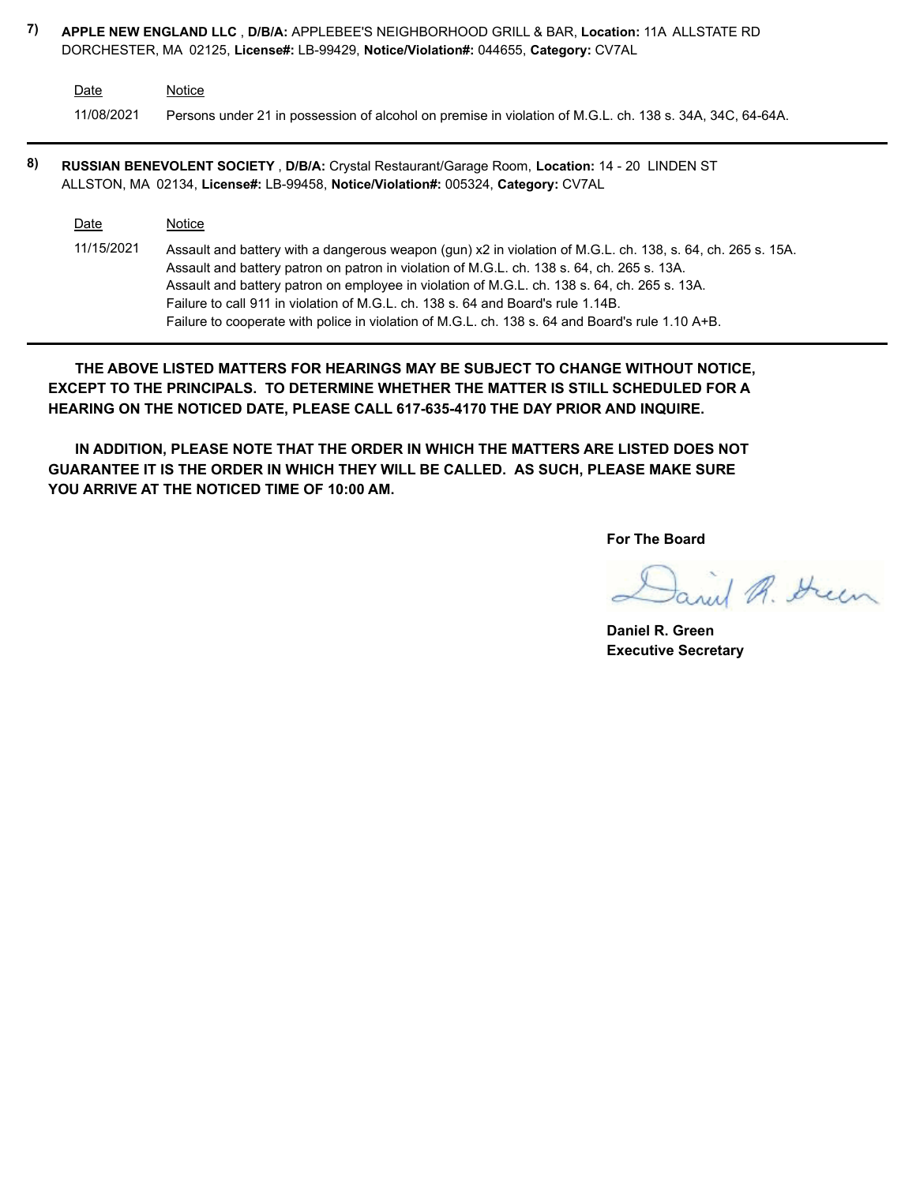**7)** **APPLE NEW ENGLAND LLC** , **D/B/A:** APPLEBEE'S NEIGHBORHOOD GRILL & BAR, **Location:** 11A ALLSTATE RD DORCHESTER, MA 02125, **License#:** LB-99429, **Notice/Violation#:** 044655, **Category:** CV7AL

| Date | Notice |
| --- | --- |
| 11/08/2021 | Persons under 21 in possession of alcohol on premise in violation of M.G.L. ch. 138 s. 34A, 34C, 64-64A. |

---

**8)** **RUSSIAN BENEVOLENT SOCIETY** , **D/B/A:** Crystal Restaurant/Garage Room, **Location:** 14 - 20 LINDEN ST ALLSTON, MA 02134, **License#:** LB-99458, **Notice/Violation#:** 005324, **Category:** CV7AL

| Date | Notice |
| --- | --- |
| 11/15/2021 | Assault and battery with a dangerous weapon (gun) x2 in violation of M.G.L. ch. 138, s. 64, ch. 265 s. 15A.<br>Assault and battery patron on patron in violation of M.G.L. ch. 138 s. 64, ch. 265 s. 13A.<br>Assault and battery patron on employee in violation of M.G.L. ch. 138 s. 64, ch. 265 s. 13A.<br>Failure to call 911 in violation of M.G.L. ch. 138 s. 64 and Board's rule 1.14B.<br>Failure to cooperate with police in violation of M.G.L. ch. 138 s. 64 and Board's rule 1.10 A+B. |

---

**THE ABOVE LISTED MATTERS FOR HEARINGS MAY BE SUBJECT TO CHANGE WITHOUT NOTICE, EXCEPT TO THE PRINCIPALS. TO DETERMINE WHETHER THE MATTER IS STILL SCHEDULED FOR A HEARING ON THE NOTICED DATE, PLEASE CALL 617-635-4170 THE DAY PRIOR AND INQUIRE.**

**IN ADDITION, PLEASE NOTE THAT THE ORDER IN WHICH THE MATTERS ARE LISTED DOES NOT GUARANTEE IT IS THE ORDER IN WHICH THEY WILL BE CALLED. AS SUCH, PLEASE MAKE SURE YOU ARRIVE AT THE NOTICED TIME OF 10:00 AM.**

**For The Board**

Daniel R. Green

**Daniel R. Green**
**Executive Secretary**